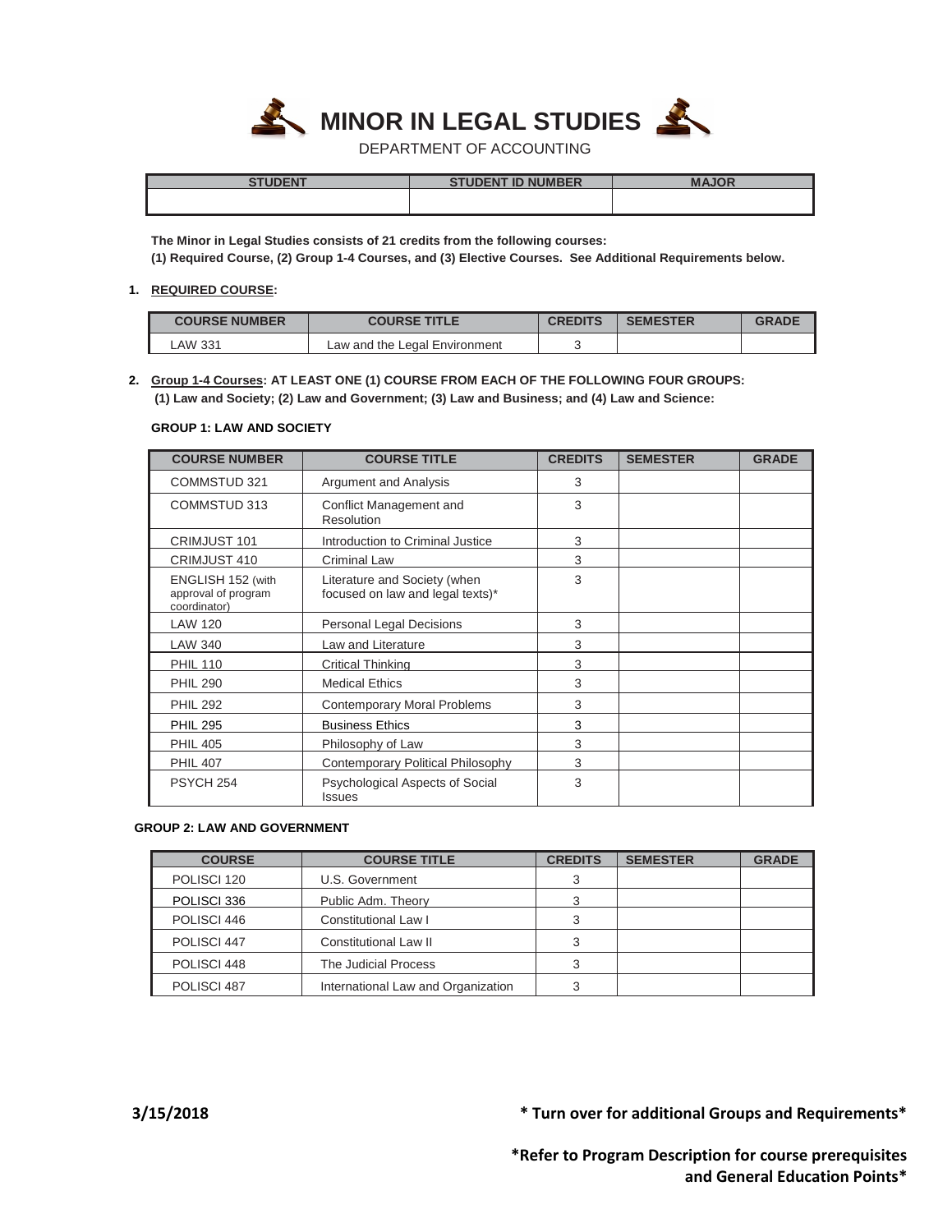# MINOR IN LEGAL STUDIES

DEPARTMENT OF ACCOUNTING

| STUDENT | STUDENT ID NUMBER | MAJOR |
|---|---|---|
| | | |

**The Minor in Legal Studies consists of 21 credits from the following courses:**
**(1) Required Course, (2) Group 1-4 Courses, and (3) Elective Courses. See Additional Requirements below.**

## 1. REQUIRED COURSE:

| COURSE NUMBER | COURSE TITLE | CREDITS | SEMESTER | GRADE |
|---|---|---|---|---|
| LAW 331 | Law and the Legal Environment | 3 | | |

## 2. Group 1-4 Courses: AT LEAST ONE (1) COURSE FROM EACH OF THE FOLLOWING FOUR GROUPS:

**(1) Law and Society; (2) Law and Government; (3) Law and Business; and (4) Law and Science:**

### GROUP 1: LAW AND SOCIETY

| COURSE NUMBER | COURSE TITLE | CREDITS | SEMESTER | GRADE |
|---|---|---|---|---|
| COMMSTUD 321 | Argument and Analysis | 3 | | |
| COMMSTUD 313 | Conflict Management and Resolution | 3 | | |
| CRIMJUST 101 | Introduction to Criminal Justice | 3 | | |
| CRIMJUST 410 | Criminal Law | 3 | | |
| ENGLISH 152 (with approval of program coordinator) | Literature and Society (when focused on law and legal texts)* | 3 | | |
| LAW 120 | Personal Legal Decisions | 3 | | |
| LAW 340 | Law and Literature | 3 | | |
| PHIL 110 | Critical Thinking | 3 | | |
| PHIL 290 | Medical Ethics | 3 | | |
| PHIL 292 | Contemporary Moral Problems | 3 | | |
| PHIL 295 | Business Ethics | 3 | | |
| PHIL 405 | Philosophy of Law | 3 | | |
| PHIL 407 | Contemporary Political Philosophy | 3 | | |
| PSYCH 254 | Psychological Aspects of Social Issues | 3 | | |

### GROUP 2: LAW AND GOVERNMENT

| COURSE | COURSE TITLE | CREDITS | SEMESTER | GRADE |
|---|---|---|---|---|
| POLISCI 120 | U.S. Government | 3 | | |
| POLISCI 336 | Public Adm. Theory | 3 | | |
| POLISCI 446 | Constitutional Law I | 3 | | |
| POLISCI 447 | Constitutional Law II | 3 | | |
| POLISCI 448 | The Judicial Process | 3 | | |
| POLISCI 487 | International Law and Organization | 3 | | |

**3/15/2018**

**\* Turn over for additional Groups and Requirements\***

**\*Refer to Program Description for course prerequisites and General Education Points\***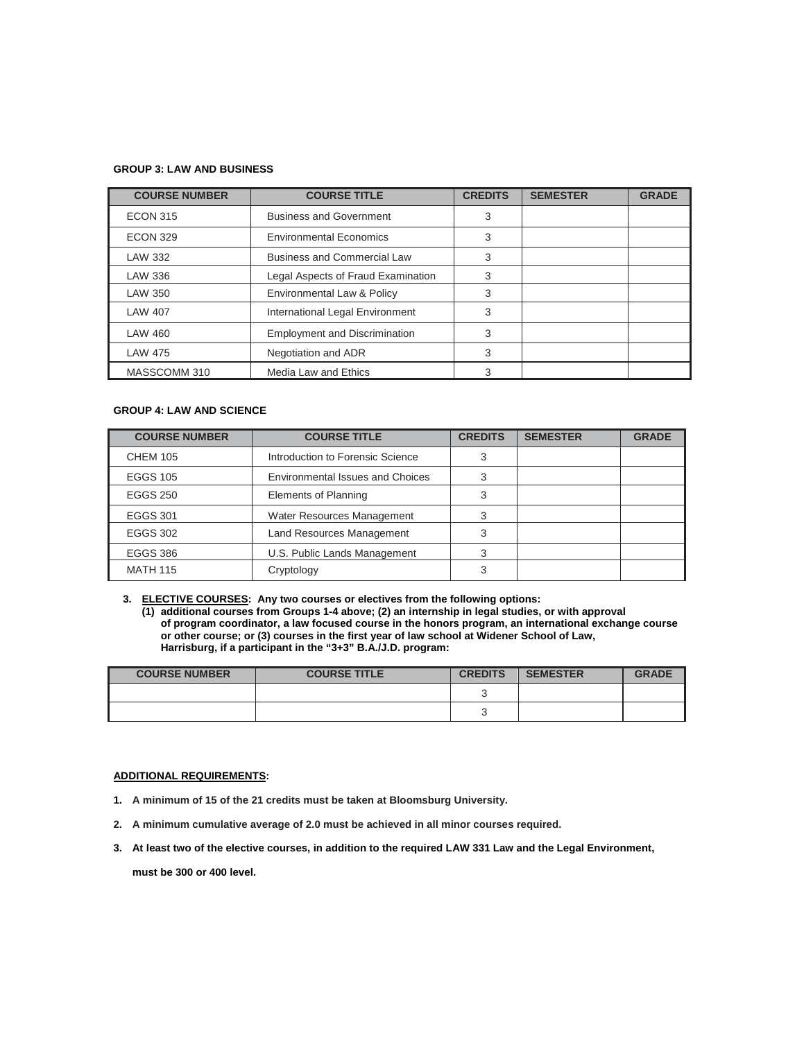**GROUP 3: LAW AND BUSINESS**

| COURSE NUMBER | COURSE TITLE | CREDITS | SEMESTER | GRADE |
|---|---|---|---|---|
| ECON 315 | Business and Government | 3 | | |
| ECON 329 | Environmental Economics | 3 | | |
| LAW 332 | Business and Commercial Law | 3 | | |
| LAW 336 | Legal Aspects of Fraud Examination | 3 | | |
| LAW 350 | Environmental Law & Policy | 3 | | |
| LAW 407 | International Legal Environment | 3 | | |
| LAW 460 | Employment and Discrimination | 3 | | |
| LAW 475 | Negotiation and ADR | 3 | | |
| MASSCOMM 310 | Media Law and Ethics | 3 | | |

**GROUP 4: LAW AND SCIENCE**

| COURSE NUMBER | COURSE TITLE | CREDITS | SEMESTER | GRADE |
|---|---|---|---|---|
| CHEM 105 | Introduction to Forensic Science | 3 | | |
| EGGS 105 | Environmental Issues and Choices | 3 | | |
| EGGS 250 | Elements of Planning | 3 | | |
| EGGS 301 | Water Resources Management | 3 | | |
| EGGS 302 | Land Resources Management | 3 | | |
| EGGS 386 | U.S. Public Lands Management | 3 | | |
| MATH 115 | Cryptology | 3 | | |

3. **ELECTIVE COURSES: Any two courses or electives from the following options: (1) additional courses from Groups 1-4 above; (2) an internship in legal studies, or with approval of program coordinator, a law focused course in the honors program, an international exchange course or other course; or (3) courses in the first year of law school at Widener School of Law, Harrisburg, if a participant in the "3+3" B.A./J.D. program:**

| COURSE NUMBER | COURSE TITLE | CREDITS | SEMESTER | GRADE |
|---|---|---|---|---|
| | | 3 | | |
| | | 3 | | |

**ADDITIONAL REQUIREMENTS:**

1. **A minimum of 15 of the 21 credits must be taken at Bloomsburg University.**
2. **A minimum cumulative average of 2.0 must be achieved in all minor courses required.**
3. **At least two of the elective courses, in addition to the required LAW 331 Law and the Legal Environment, must be 300 or 400 level.**